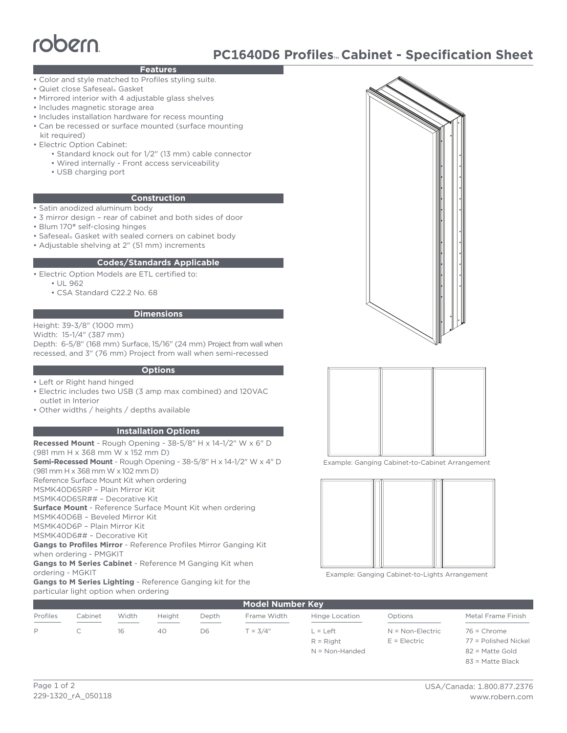robern

# PC1640D6 Profiles™ Cabinet - Specification Sheet

## Features

- Color and style matched to Profiles styling suite.
- Quiet close Safeseal® Gasket
- Mirrored interior with 4 adjustable glass shelves
- Includes magnetic storage area
- Includes installation hardware for recess mounting
- Can be recessed or surface mounted (surface mounting kit required)
- Electric Option Cabinet:
  - Standard knock out for 1/2" (13 mm) cable connector
  - Wired internally - Front access serviceability
  - USB charging port

## Construction

- Satin anodized aluminum body
- 3 mirror design – rear of cabinet and both sides of door
- Blum 170° self-closing hinges
- Safeseal® Gasket with sealed corners on cabinet body
- Adjustable shelving at 2" (51 mm) increments

## Codes/Standards Applicable

- Electric Option Models are ETL certified to:
  - UL 962
  - CSA Standard C22.2 No. 68

## Dimensions

Height: 39-3/8" (1000 mm)
Width: 15-1/4" (387 mm)
Depth: 6-5/8" (168 mm) Surface, 15/16" (24 mm) Project from wall when recessed, and 3" (76 mm) Project from wall when semi-recessed

## Options

- Left or Right hand hinged
- Electric includes two USB (3 amp max combined) and 120VAC outlet in Interior
- Other widths / heights / depths available

## Installation Options

**Recessed Mount** - Rough Opening - 38-5/8" H x 14-1/2" W x 6" D (981 mm H x 368 mm W x 152 mm D)
**Semi-Recessed Mount** - Rough Opening - 38-5/8" H x 14-1/2" W x 4" D (981 mm H x 368 mm W x 102 mm D)
Reference Surface Mount Kit when ordering
MSMK40D6SRP – Plain Mirror Kit
MSMK40D6SR## – Decorative Kit
**Surface Mount** - Reference Surface Mount Kit when ordering
MSMK40D6B – Beveled Mirror Kit
MSMK40D6P – Plain Mirror Kit
MSMK40D6## – Decorative Kit
**Gangs to Profiles Mirror** - Reference Profiles Mirror Ganging Kit when ordering - PMGKIT
**Gangs to M Series Cabinet** - Reference M Ganging Kit when ordering - MGKIT
**Gangs to M Series Lighting** - Reference Ganging kit for the particular light option when ordering

Example: Ganging Cabinet-to-Cabinet Arrangement

Example: Ganging Cabinet-to-Lights Arrangement

## Model Number Key

| Profiles | Cabinet | Width | Height | Depth | Frame Width | Hinge Location | Options | Metal Frame Finish |
|---|---|---|---|---|---|---|---|---|
| P | C | 16 | 40 | D6 | T = 3/4" | L = Left<br>R = Right<br>N = Non-Handed | N = Non-Electric<br>E = Electric | 76 = Chrome<br>77 = Polished Nickel<br>82 = Matte Gold<br>83 = Matte Black |

229-1320_rA_050118

USA/Canada: 1.800.877.2376
www.robern.com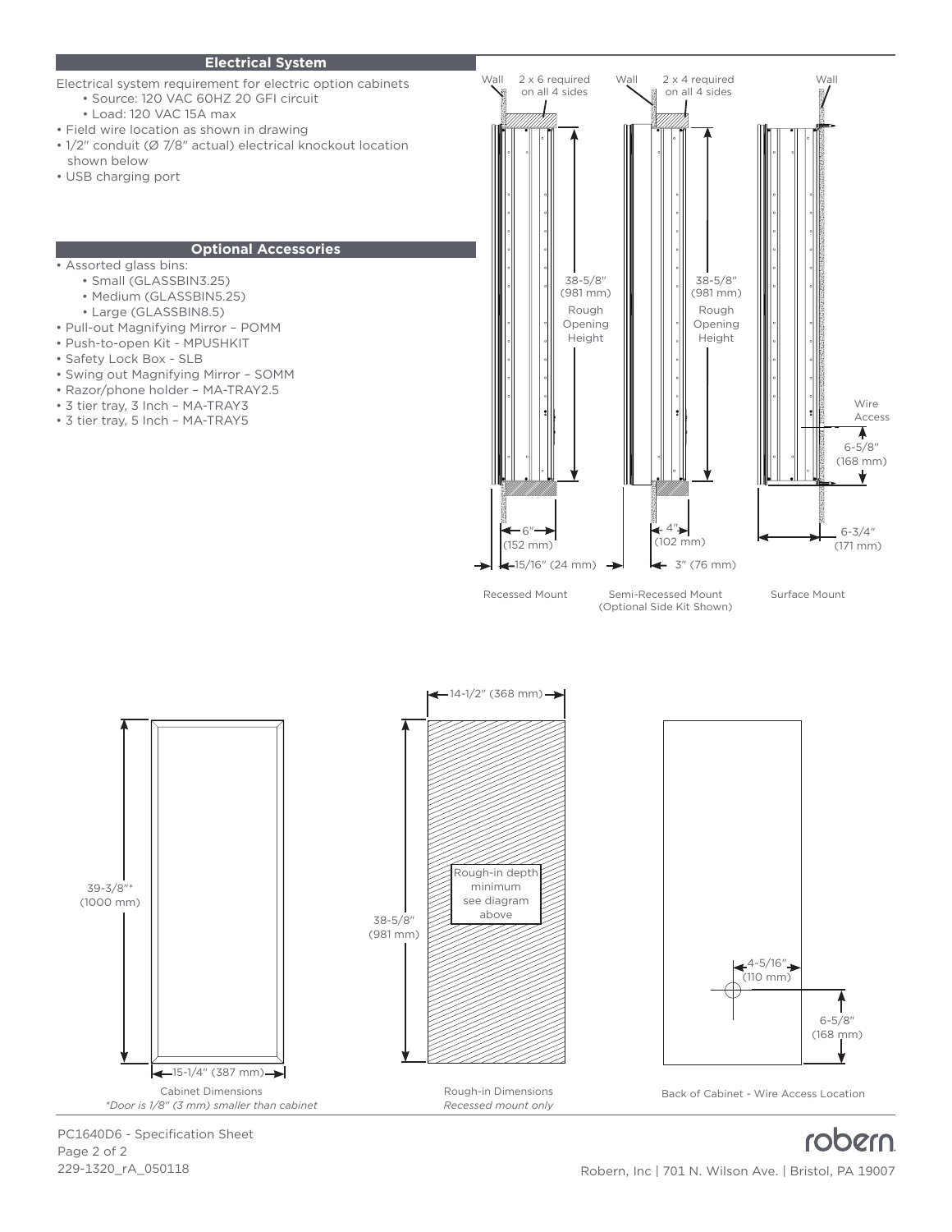## Electrical System

Electrical system requirement for electric option cabinets

- Source: 120 VAC 60HZ 20 GFI circuit
- Load: 120 VAC 15A max

- Field wire location as shown in drawing
- 1/2" conduit (Ø 7/8" actual) electrical knockout location shown below
- USB charging port

## Optional Accessories

- Assorted glass bins:
  - Small (GLASSBIN3.25)
  - Medium (GLASSBIN5.25)
  - Large (GLASSBIN8.5)
- Pull-out Magnifying Mirror – POMM
- Push-to-open Kit - MPUSHKIT
- Safety Lock Box - SLB
- Swing out Magnifying Mirror – SOMM
- Razor/phone holder – MA-TRAY2.5
- 3 tier tray, 3 Inch – MA-TRAY3
- 3 tier tray, 5 Inch – MA-TRAY5

Wall
2 x 6 required on all 4 sides
38-5/8" (981 mm) Rough Opening Height
6" (152 mm)
15/16" (24 mm)
Recessed Mount

Wall
2 x 4 required on all 4 sides
38-5/8" (981 mm) Rough Opening Height
4" (102 mm)
3" (76 mm)
Semi-Recessed Mount (Optional Side Kit Shown)

Wall
Wire Access
6-5/8" (168 mm)
6-3/4" (171 mm)
Surface Mount

39-3/8"* (1000 mm)
15-1/4" (387 mm)
Cabinet Dimensions
*Door is 1/8" (3 mm) smaller than cabinet*

14-1/2" (368 mm)
38-5/8" (981 mm)
Rough-in depth minimum see diagram above
Rough-in Dimensions
*Recessed mount only*

4-5/16" (110 mm)
6-5/8" (168 mm)
Back of Cabinet - Wire Access Location

PC1640D6 - Specification Sheet
229-1320_rA_050118

robern
Robern, Inc | 701 N. Wilson Ave. | Bristol, PA 19007